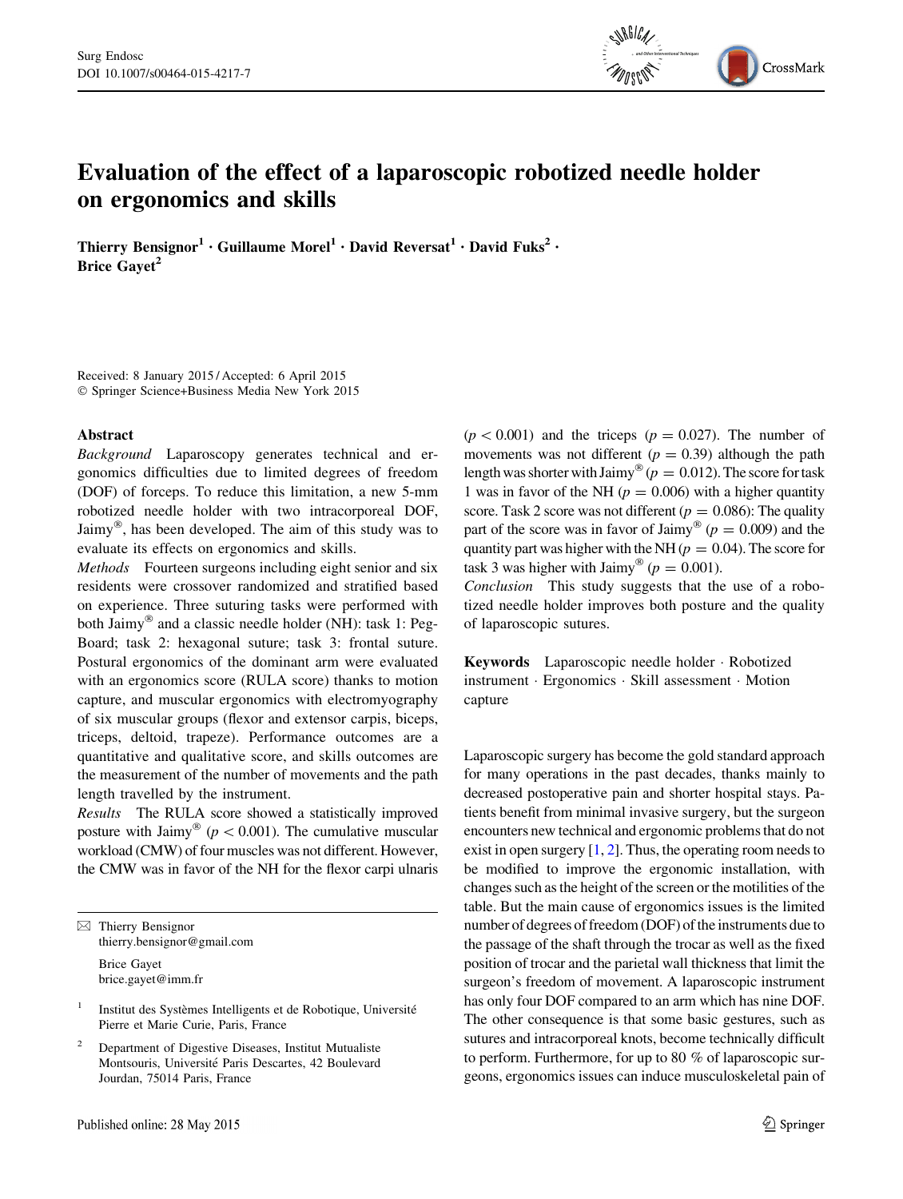# Evaluation of the effect of a laparoscopic robotized needle holder on ergonomics and skills

**Thierry Bensignor[1] · Guillaume Morel[1] · David Reversat[1] · David Fuks[2] · Brice Gayet[2]**

Received: 8 January 2015 / Accepted: 6 April 2015
© Springer Science+Business Media New York 2015

## Abstract

*Background* Laparoscopy generates technical and ergonomics difficulties due to limited degrees of freedom (DOF) of forceps. To reduce this limitation, a new 5-mm robotized needle holder with two intracorporeal DOF, Jaimy®, has been developed. The aim of this study was to evaluate its effects on ergonomics and skills.

*Methods* Fourteen surgeons including eight senior and six residents were crossover randomized and stratified based on experience. Three suturing tasks were performed with both Jaimy® and a classic needle holder (NH): task 1: Peg-Board; task 2: hexagonal suture; task 3: frontal suture. Postural ergonomics of the dominant arm were evaluated with an ergonomics score (RULA score) thanks to motion capture, and muscular ergonomics with electromyography of six muscular groups (flexor and extensor carpis, biceps, triceps, deltoid, trapeze). Performance outcomes are a quantitative and qualitative score, and skills outcomes are the measurement of the number of movements and the path length travelled by the instrument.

*Results* The RULA score showed a statistically improved posture with Jaimy® ($p < 0.001$). The cumulative muscular workload (CMW) of four muscles was not different. However, the CMW was in favor of the NH for the flexor carpi ulnaris ($p < 0.001$) and the triceps ($p = 0.027$). The number of movements was not different ($p = 0.39$) although the path length was shorter with Jaimy® ($p = 0.012$). The score for task 1 was in favor of the NH ($p = 0.006$) with a higher quantity score. Task 2 score was not different ($p = 0.086$): The quality part of the score was in favor of Jaimy® ($p = 0.009$) and the quantity part was higher with the NH ($p = 0.04$). The score for task 3 was higher with Jaimy® ($p = 0.001$).

*Conclusion* This study suggests that the use of a robotized needle holder improves both posture and the quality of laparoscopic sutures.

**Keywords** Laparoscopic needle holder · Robotized instrument · Ergonomics · Skill assessment · Motion capture

---

✉ Thierry Bensignor
thierry.bensignor@gmail.com

Brice Gayet
brice.gayet@imm.fr

[1] Institut des Systèmes Intelligents et de Robotique, Université Pierre et Marie Curie, Paris, France

[2] Department of Digestive Diseases, Institut Mutualiste Montsouris, Université Paris Descartes, 42 Boulevard Jourdan, 75014 Paris, France

---

Laparoscopic surgery has become the gold standard approach for many operations in the past decades, thanks mainly to decreased postoperative pain and shorter hospital stays. Patients benefit from minimal invasive surgery, but the surgeon encounters new technical and ergonomic problems that do not exist in open surgery [1, 2]. Thus, the operating room needs to be modified to improve the ergonomic installation, with changes such as the height of the screen or the motilities of the table. But the main cause of ergonomics issues is the limited number of degrees of freedom (DOF) of the instruments due to the passage of the shaft through the trocar as well as the fixed position of trocar and the parietal wall thickness that limit the surgeon's freedom of movement. A laparoscopic instrument has only four DOF compared to an arm which has nine DOF. The other consequence is that some basic gestures, such as sutures and intracorporeal knots, become technically difficult to perform. Furthermore, for up to 80 % of laparoscopic surgeons, ergonomics issues can induce musculoskeletal pain of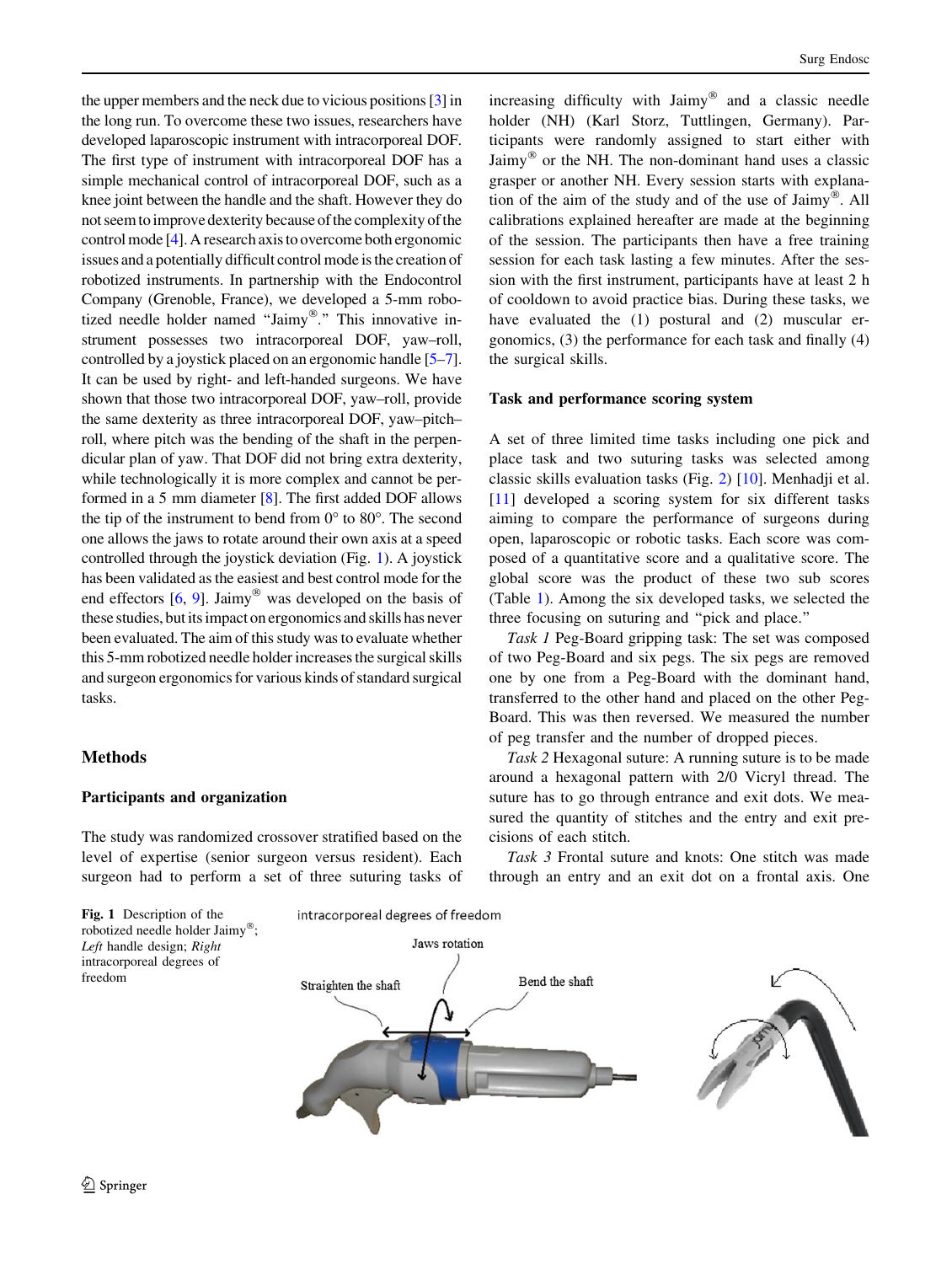the upper members and the neck due to vicious positions [3] in the long run. To overcome these two issues, researchers have developed laparoscopic instrument with intracorporeal DOF. The first type of instrument with intracorporeal DOF has a simple mechanical control of intracorporeal DOF, such as a knee joint between the handle and the shaft. However they do not seem to improve dexterity because of the complexity of the control mode [4]. A research axis to overcome both ergonomic issues and a potentially difficult control mode is the creation of robotized instruments. In partnership with the Endocontrol Company (Grenoble, France), we developed a 5-mm robotized needle holder named "Jaimy®." This innovative instrument possesses two intracorporeal DOF, yaw–roll, controlled by a joystick placed on an ergonomic handle [5–7]. It can be used by right- and left-handed surgeons. We have shown that those two intracorporeal DOF, yaw–roll, provide the same dexterity as three intracorporeal DOF, yaw–pitch–roll, where pitch was the bending of the shaft in the perpendicular plan of yaw. That DOF did not bring extra dexterity, while technologically it is more complex and cannot be performed in a 5 mm diameter [8]. The first added DOF allows the tip of the instrument to bend from 0° to 80°. The second one allows the jaws to rotate around their own axis at a speed controlled through the joystick deviation (Fig. 1). A joystick has been validated as the easiest and best control mode for the end effectors [6, 9]. Jaimy® was developed on the basis of these studies, but its impact on ergonomics and skills has never been evaluated. The aim of this study was to evaluate whether this 5-mm robotized needle holder increases the surgical skills and surgeon ergonomics for various kinds of standard surgical tasks.

## Methods

### Participants and organization

The study was randomized crossover stratified based on the level of expertise (senior surgeon versus resident). Each surgeon had to perform a set of three suturing tasks of increasing difficulty with Jaimy® and a classic needle holder (NH) (Karl Storz, Tuttlingen, Germany). Participants were randomly assigned to start either with Jaimy® or the NH. The non-dominant hand uses a classic grasper or another NH. Every session starts with explanation of the aim of the study and of the use of Jaimy®. All calibrations explained hereafter are made at the beginning of the session. The participants then have a free training session for each task lasting a few minutes. After the session with the first instrument, participants have at least 2 h of cooldown to avoid practice bias. During these tasks, we have evaluated the (1) postural and (2) muscular ergonomics, (3) the performance for each task and finally (4) the surgical skills.

### Task and performance scoring system

A set of three limited time tasks including one pick and place task and two suturing tasks was selected among classic skills evaluation tasks (Fig. 2) [10]. Menhadji et al. [11] developed a scoring system for six different tasks aiming to compare the performance of surgeons during open, laparoscopic or robotic tasks. Each score was composed of a quantitative score and a qualitative score. The global score was the product of these two sub scores (Table 1). Among the six developed tasks, we selected the three focusing on suturing and "pick and place."

*Task 1* Peg-Board gripping task: The set was composed of two Peg-Board and six pegs. The six pegs are removed one by one from a Peg-Board with the dominant hand, transferred to the other hand and placed on the other Peg-Board. This was then reversed. We measured the number of peg transfer and the number of dropped pieces.

*Task 2* Hexagonal suture: A running suture is to be made around a hexagonal pattern with 2/0 Vicryl thread. The suture has to go through entrance and exit dots. We measured the quantity of stitches and the entry and exit precisions of each stitch.

*Task 3* Frontal suture and knots: One stitch was made through an entry and an exit dot on a frontal axis. One

**Fig. 1** Description of the robotized needle holder Jaimy®; *Left* handle design; *Right* intracorporeal degrees of freedom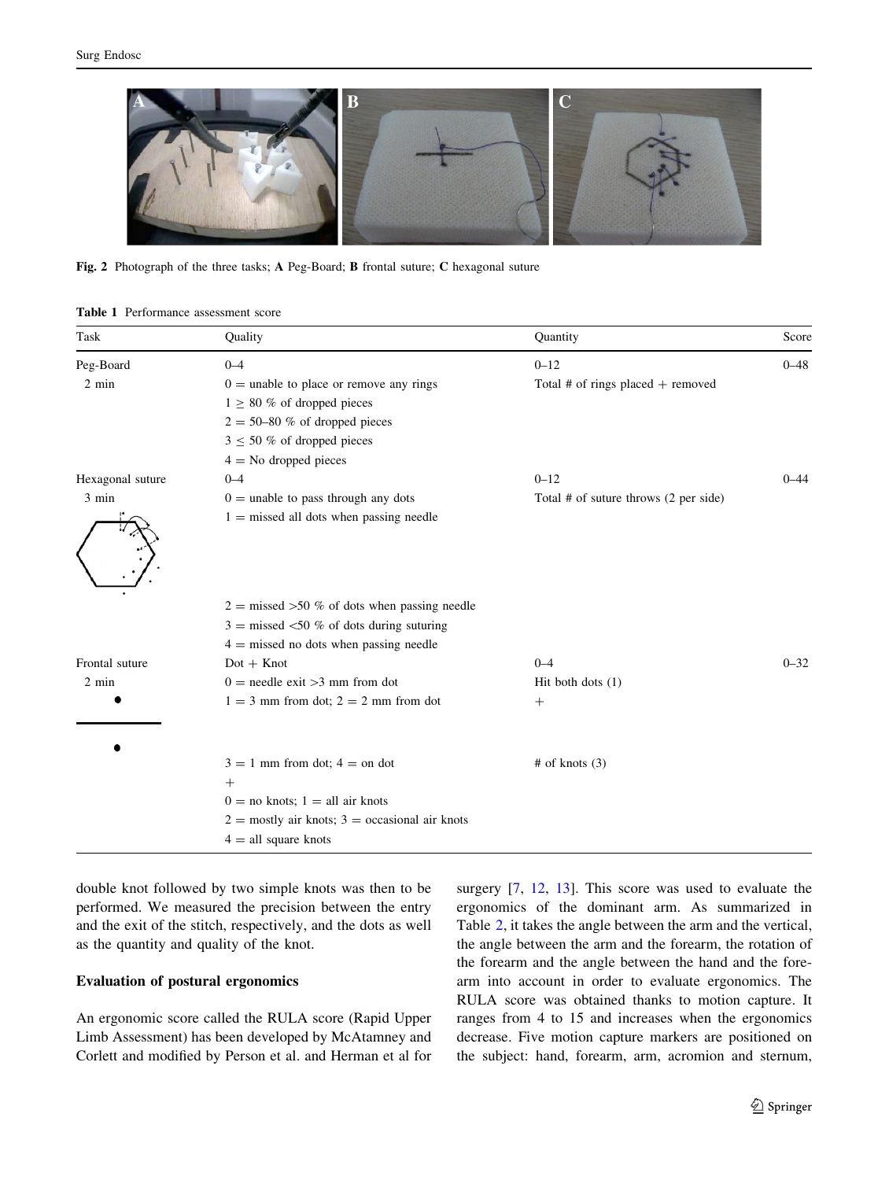Fig. 2 Photograph of the three tasks; **A** Peg-Board; **B** frontal suture; **C** hexagonal suture

**Table 1** Performance assessment score

| Task | Quality | Quantity | Score |
|---|---|---|---|
| Peg-Board | 0–4 | 0–12 | 0–48 |
| 2 min | 0 = unable to place or remove any rings | Total # of rings placed + removed | |
| | 1 ≥ 80 % of dropped pieces | | |
| | 2 = 50–80 % of dropped pieces | | |
| | 3 ≤ 50 % of dropped pieces | | |
| | 4 = No dropped pieces | | |
| Hexagonal suture | 0–4 | 0–12 | 0–44 |
| 3 min | 0 = unable to pass through any dots | Total # of suture throws (2 per side) | |
| | 1 = missed all dots when passing needle | | |
| | 2 = missed >50 % of dots when passing needle | | |
| | 3 = missed <50 % of dots during suturing | | |
| | 4 = missed no dots when passing needle | | |
| Frontal suture | Dot + Knot | 0–4 | 0–32 |
| 2 min | 0 = needle exit >3 mm from dot | Hit both dots (1) | |
| | 1 = 3 mm from dot; 2 = 2 mm from dot | + | |
| | 3 = 1 mm from dot; 4 = on dot | # of knots (3) | |
| | + | | |
| | 0 = no knots; 1 = all air knots | | |
| | 2 = mostly air knots; 3 = occasional air knots | | |
| | 4 = all square knots | | |

double knot followed by two simple knots was then to be performed. We measured the precision between the entry and the exit of the stitch, respectively, and the dots as well as the quantity and quality of the knot.

### Evaluation of postural ergonomics

An ergonomic score called the RULA score (Rapid Upper Limb Assessment) has been developed by McAtamney and Corlett and modified by Person et al. and Herman et al for surgery [7, 12, 13]. This score was used to evaluate the ergonomics of the dominant arm. As summarized in Table 2, it takes the angle between the arm and the vertical, the angle between the arm and the forearm, the rotation of the forearm and the angle between the hand and the forearm into account in order to evaluate ergonomics. The RULA score was obtained thanks to motion capture. It ranges from 4 to 15 and increases when the ergonomics decrease. Five motion capture markers are positioned on the subject: hand, forearm, arm, acromion and sternum,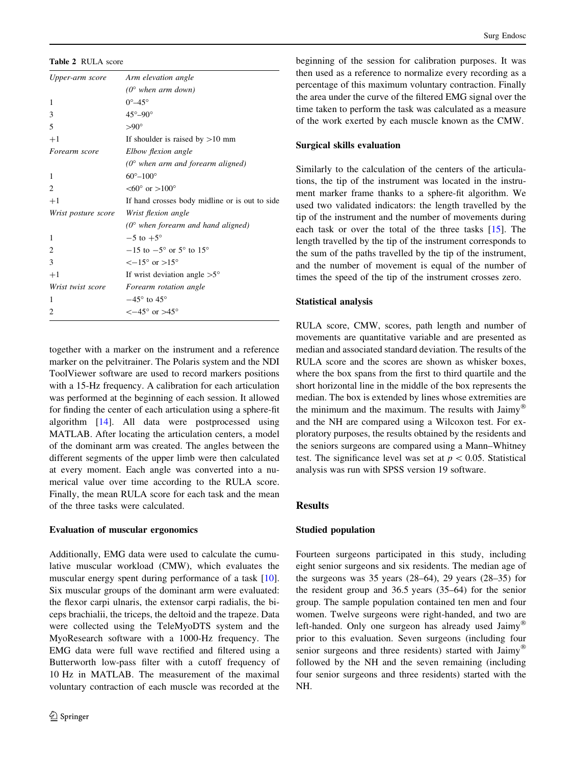**Table 2** RULA score

| | |
|---|---|
| *Upper-arm score* | *Arm elevation angle* |
| | *(0° when arm down)* |
| 1 | 0°–45° |
| 3 | 45°–90° |
| 5 | >90° |
| +1 | If shoulder is raised by >10 mm |
| *Forearm score* | *Elbow flexion angle* |
| | *(0° when arm and forearm aligned)* |
| 1 | 60°–100° |
| 2 | <60° or >100° |
| +1 | If hand crosses body midline or is out to side |
| *Wrist posture score* | *Wrist flexion angle* |
| | *(0° when forearm and hand aligned)* |
| 1 | −5 to +5° |
| 2 | −15 to −5° or 5° to 15° |
| 3 | <−15° or >15° |
| +1 | If wrist deviation angle >5° |
| *Wrist twist score* | *Forearm rotation angle* |
| 1 | −45° to 45° |
| 2 | <−45° or >45° |

together with a marker on the instrument and a reference marker on the pelvitrainer. The Polaris system and the NDI ToolViewer software are used to record markers positions with a 15-Hz frequency. A calibration for each articulation was performed at the beginning of each session. It allowed for finding the center of each articulation using a sphere-fit algorithm [14]. All data were postprocessed using MATLAB. After locating the articulation centers, a model of the dominant arm was created. The angles between the different segments of the upper limb were then calculated at every moment. Each angle was converted into a numerical value over time according to the RULA score. Finally, the mean RULA score for each task and the mean of the three tasks were calculated.

### Evaluation of muscular ergonomics

Additionally, EMG data were used to calculate the cumulative muscular workload (CMW), which evaluates the muscular energy spent during performance of a task [10]. Six muscular groups of the dominant arm were evaluated: the flexor carpi ulnaris, the extensor carpi radialis, the biceps brachialii, the triceps, the deltoid and the trapeze. Data were collected using the TeleMyoDTS system and the MyoResearch software with a 1000-Hz frequency. The EMG data were full wave rectified and filtered using a Butterworth low-pass filter with a cutoff frequency of 10 Hz in MATLAB. The measurement of the maximal voluntary contraction of each muscle was recorded at the beginning of the session for calibration purposes. It was then used as a reference to normalize every recording as a percentage of this maximum voluntary contraction. Finally the area under the curve of the filtered EMG signal over the time taken to perform the task was calculated as a measure of the work exerted by each muscle known as the CMW.

### Surgical skills evaluation

Similarly to the calculation of the centers of the articulations, the tip of the instrument was located in the instrument marker frame thanks to a sphere-fit algorithm. We used two validated indicators: the length travelled by the tip of the instrument and the number of movements during each task or over the total of the three tasks [15]. The length travelled by the tip of the instrument corresponds to the sum of the paths travelled by the tip of the instrument, and the number of movement is equal of the number of times the speed of the tip of the instrument crosses zero.

### Statistical analysis

RULA score, CMW, scores, path length and number of movements are quantitative variable and are presented as median and associated standard deviation. The results of the RULA score and the scores are shown as whisker boxes, where the box spans from the first to third quartile and the short horizontal line in the middle of the box represents the median. The box is extended by lines whose extremities are the minimum and the maximum. The results with Jaimy® and the NH are compared using a Wilcoxon test. For exploratory purposes, the results obtained by the residents and the seniors surgeons are compared using a Mann–Whitney test. The significance level was set at $p < 0.05$. Statistical analysis was run with SPSS version 19 software.

## Results

### Studied population

Fourteen surgeons participated in this study, including eight senior surgeons and six residents. The median age of the surgeons was 35 years (28–64), 29 years (28–35) for the resident group and 36.5 years (35–64) for the senior group. The sample population contained ten men and four women. Twelve surgeons were right-handed, and two are left-handed. Only one surgeon has already used Jaimy® prior to this evaluation. Seven surgeons (including four senior surgeons and three residents) started with Jaimy® followed by the NH and the seven remaining (including four senior surgeons and three residents) started with the NH.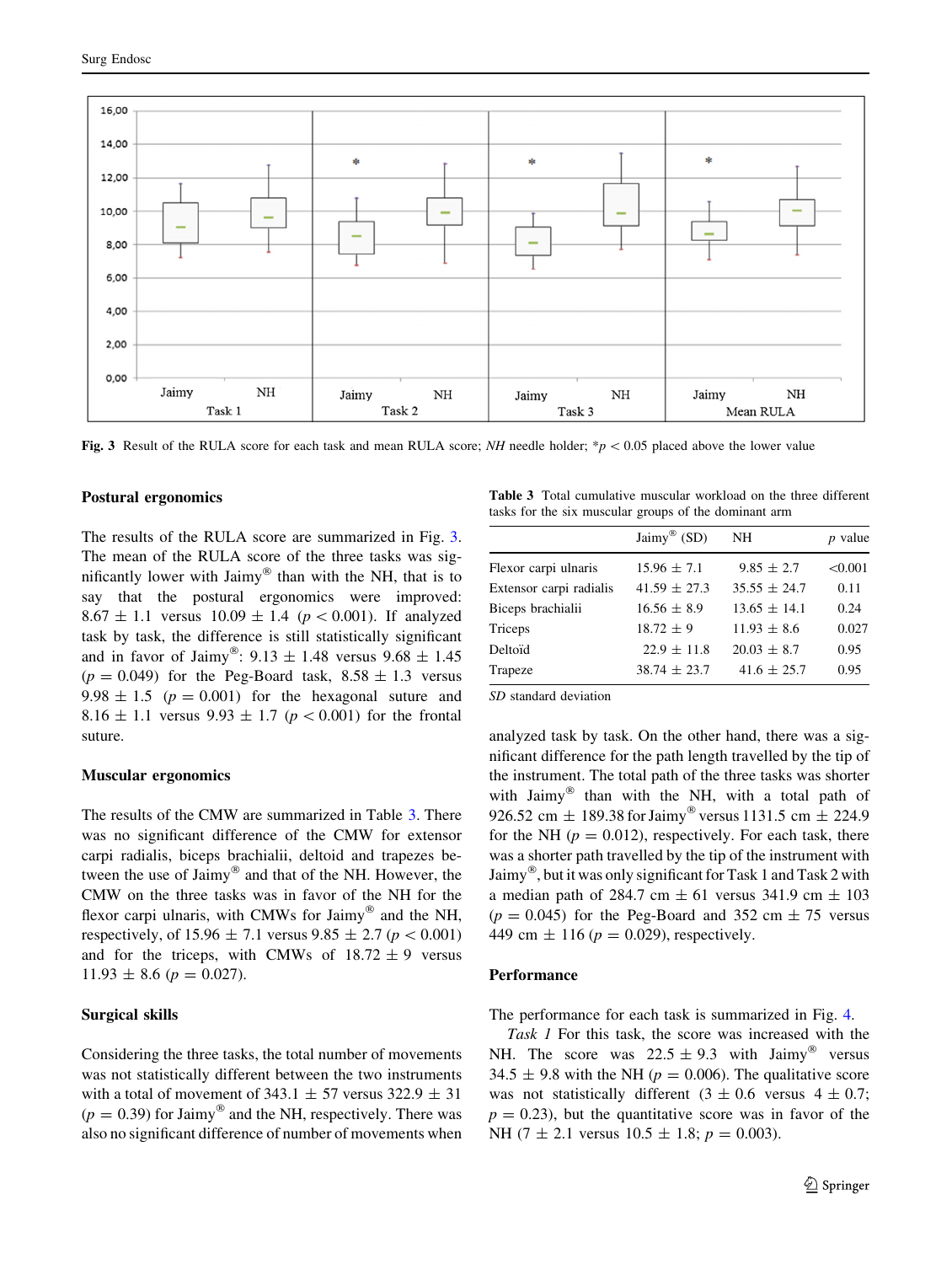Fig. 3 Result of the RULA score for each task and mean RULA score; *NH* needle holder; *$p < 0.05$ placed above the lower value

### Postural ergonomics

The results of the RULA score are summarized in Fig. 3. The mean of the RULA score of the three tasks was significantly lower with Jaimy® than with the NH, that is to say that the postural ergonomics were improved: 8.67 ± 1.1 versus 10.09 ± 1.4 ($p < 0.001$). If analyzed task by task, the difference is still statistically significant and in favor of Jaimy®: 9.13 ± 1.48 versus 9.68 ± 1.45 ($p = 0.049$) for the Peg-Board task, 8.58 ± 1.3 versus 9.98 ± 1.5 ($p = 0.001$) for the hexagonal suture and 8.16 ± 1.1 versus 9.93 ± 1.7 ($p < 0.001$) for the frontal suture.

### Muscular ergonomics

The results of the CMW are summarized in Table 3. There was no significant difference of the CMW for extensor carpi radialis, biceps brachialii, deltoid and trapezes between the use of Jaimy® and that of the NH. However, the CMW on the three tasks was in favor of the NH for the flexor carpi ulnaris, with CMWs for Jaimy® and the NH, respectively, of 15.96 ± 7.1 versus 9.85 ± 2.7 ($p < 0.001$) and for the triceps, with CMWs of 18.72 ± 9 versus 11.93 ± 8.6 ($p = 0.027$).

### Surgical skills

Considering the three tasks, the total number of movements was not statistically different between the two instruments with a total of movement of 343.1 ± 57 versus 322.9 ± 31 ($p = 0.39$) for Jaimy® and the NH, respectively. There was also no significant difference of number of movements when analyzed task by task. On the other hand, there was a significant difference for the path length travelled by the tip of the instrument. The total path of the three tasks was shorter with Jaimy® than with the NH, with a total path of 926.52 cm ± 189.38 for Jaimy® versus 1131.5 cm ± 224.9 for the NH ($p = 0.012$), respectively. For each task, there was a shorter path travelled by the tip of the instrument with Jaimy®, but it was only significant for Task 1 and Task 2 with a median path of 284.7 cm ± 61 versus 341.9 cm ± 103 ($p = 0.045$) for the Peg-Board and 352 cm ± 75 versus 449 cm ± 116 ($p = 0.029$), respectively.

**Table 3** Total cumulative muscular workload on the three different tasks for the six muscular groups of the dominant arm

| | Jaimy® (SD) | NH | *p* value |
|---|---|---|---|
| Flexor carpi ulnaris | 15.96 ± 7.1 | 9.85 ± 2.7 | <0.001 |
| Extensor carpi radialis | 41.59 ± 27.3 | 35.55 ± 24.7 | 0.11 |
| Biceps brachialii | 16.56 ± 8.9 | 13.65 ± 14.1 | 0.24 |
| Triceps | 18.72 ± 9 | 11.93 ± 8.6 | 0.027 |
| Deltoïd | 22.9 ± 11.8 | 20.03 ± 8.7 | 0.95 |
| Trapeze | 38.74 ± 23.7 | 41.6 ± 25.7 | 0.95 |

*SD* standard deviation

### Performance

The performance for each task is summarized in Fig. 4.

*Task 1* For this task, the score was increased with the NH. The score was 22.5 ± 9.3 with Jaimy® versus 34.5 ± 9.8 with the NH ($p = 0.006$). The qualitative score was not statistically different (3 ± 0.6 versus 4 ± 0.7; $p = 0.23$), but the quantitative score was in favor of the NH (7 ± 2.1 versus 10.5 ± 1.8; $p = 0.003$).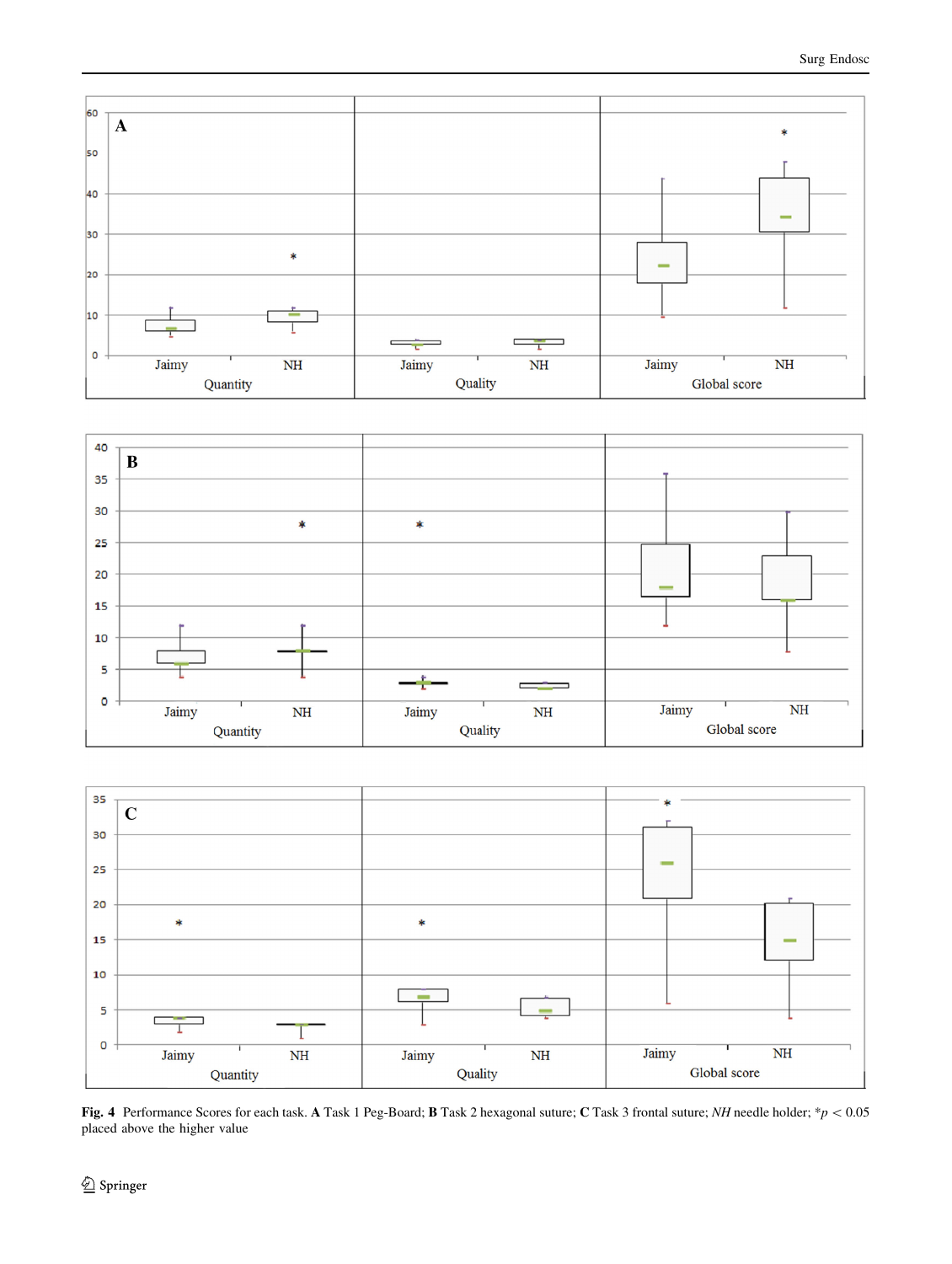**Fig. 4** Performance Scores for each task. **A** Task 1 Peg-Board; **B** Task 2 hexagonal suture; **C** Task 3 frontal suture; *NH* needle holder; $*p < 0.05$ placed above the higher value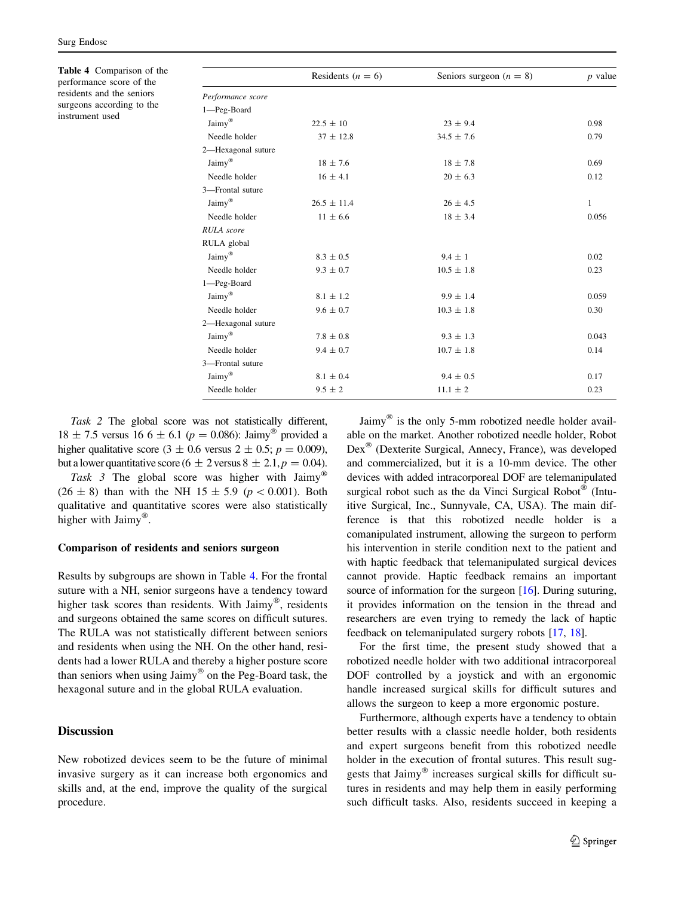**Table 4** Comparison of the performance score of the residents and the seniors surgeons according to the instrument used

| | Residents ($n = 6$) | Seniors surgeon ($n = 8$) | $p$ value |
|---|---|---|---|
| *Performance score* | | | |
| 1—Peg-Board | | | |
| Jaimy® | 22.5 ± 10 | 23 ± 9.4 | 0.98 |
| Needle holder | 37 ± 12.8 | 34.5 ± 7.6 | 0.79 |
| 2—Hexagonal suture | | | |
| Jaimy® | 18 ± 7.6 | 18 ± 7.8 | 0.69 |
| Needle holder | 16 ± 4.1 | 20 ± 6.3 | 0.12 |
| 3—Frontal suture | | | |
| Jaimy® | 26.5 ± 11.4 | 26 ± 4.5 | 1 |
| Needle holder | 11 ± 6.6 | 18 ± 3.4 | 0.056 |
| *RULA score* | | | |
| RULA global | | | |
| Jaimy® | 8.3 ± 0.5 | 9.4 ± 1 | 0.02 |
| Needle holder | 9.3 ± 0.7 | 10.5 ± 1.8 | 0.23 |
| 1—Peg-Board | | | |
| Jaimy® | 8.1 ± 1.2 | 9.9 ± 1.4 | 0.059 |
| Needle holder | 9.6 ± 0.7 | 10.3 ± 1.8 | 0.30 |
| 2—Hexagonal suture | | | |
| Jaimy® | 7.8 ± 0.8 | 9.3 ± 1.3 | 0.043 |
| Needle holder | 9.4 ± 0.7 | 10.7 ± 1.8 | 0.14 |
| 3—Frontal suture | | | |
| Jaimy® | 8.1 ± 0.4 | 9.4 ± 0.5 | 0.17 |
| Needle holder | 9.5 ± 2 | 11.1 ± 2 | 0.23 |

*Task 2* The global score was not statistically different, 18 ± 7.5 versus 16 6 ± 6.1 ($p = 0.086$): Jaimy® provided a higher qualitative score (3 ± 0.6 versus 2 ± 0.5; $p = 0.009$), but a lower quantitative score (6 ± 2 versus 8 ± 2.1, $p = 0.04$).

*Task 3* The global score was higher with Jaimy® (26 ± 8) than with the NH 15 ± 5.9 ($p < 0.001$). Both qualitative and quantitative scores were also statistically higher with Jaimy®.

### Comparison of residents and seniors surgeon

Results by subgroups are shown in Table 4. For the frontal suture with a NH, senior surgeons have a tendency toward higher task scores than residents. With Jaimy®, residents and surgeons obtained the same scores on difficult sutures. The RULA was not statistically different between seniors and residents when using the NH. On the other hand, residents had a lower RULA and thereby a higher posture score than seniors when using Jaimy® on the Peg-Board task, the hexagonal suture and in the global RULA evaluation.

## Discussion

New robotized devices seem to be the future of minimal invasive surgery as it can increase both ergonomics and skills and, at the end, improve the quality of the surgical procedure.

Jaimy® is the only 5-mm robotized needle holder available on the market. Another robotized needle holder, Robot Dex® (Dexterite Surgical, Annecy, France), was developed and commercialized, but it is a 10-mm device. The other devices with added intracorporeal DOF are telemanipulated surgical robot such as the da Vinci Surgical Robot® (Intuitive Surgical, Inc., Sunnyvale, CA, USA). The main difference is that this robotized needle holder is a comanipulated instrument, allowing the surgeon to perform his intervention in sterile condition next to the patient and with haptic feedback that telemanipulated surgical devices cannot provide. Haptic feedback remains an important source of information for the surgeon [16]. During suturing, it provides information on the tension in the thread and researchers are even trying to remedy the lack of haptic feedback on telemanipulated surgery robots [17, 18].

For the first time, the present study showed that a robotized needle holder with two additional intracorporeal DOF controlled by a joystick and with an ergonomic handle increased surgical skills for difficult sutures and allows the surgeon to keep a more ergonomic posture.

Furthermore, although experts have a tendency to obtain better results with a classic needle holder, both residents and expert surgeons benefit from this robotized needle holder in the execution of frontal sutures. This result suggests that Jaimy® increases surgical skills for difficult sutures in residents and may help them in easily performing such difficult tasks. Also, residents succeed in keeping a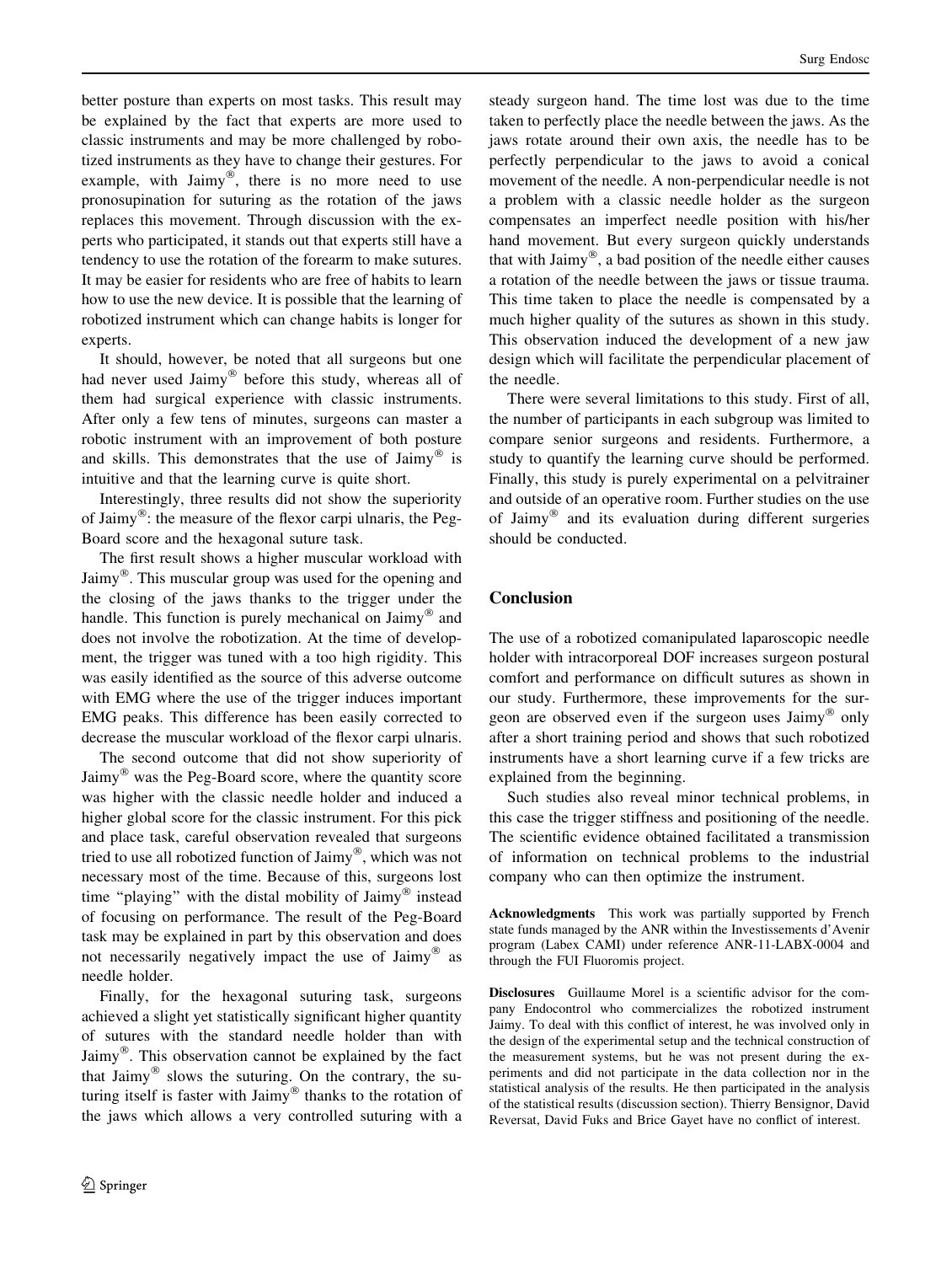better posture than experts on most tasks. This result may be explained by the fact that experts are more used to classic instruments and may be more challenged by robotized instruments as they have to change their gestures. For example, with Jaimy®, there is no more need to use pronosupination for suturing as the rotation of the jaws replaces this movement. Through discussion with the experts who participated, it stands out that experts still have a tendency to use the rotation of the forearm to make sutures. It may be easier for residents who are free of habits to learn how to use the new device. It is possible that the learning of robotized instrument which can change habits is longer for experts.

It should, however, be noted that all surgeons but one had never used Jaimy® before this study, whereas all of them had surgical experience with classic instruments. After only a few tens of minutes, surgeons can master a robotic instrument with an improvement of both posture and skills. This demonstrates that the use of Jaimy® is intuitive and that the learning curve is quite short.

Interestingly, three results did not show the superiority of Jaimy®: the measure of the flexor carpi ulnaris, the Peg-Board score and the hexagonal suture task.

The first result shows a higher muscular workload with Jaimy®. This muscular group was used for the opening and the closing of the jaws thanks to the trigger under the handle. This function is purely mechanical on Jaimy® and does not involve the robotization. At the time of development, the trigger was tuned with a too high rigidity. This was easily identified as the source of this adverse outcome with EMG where the use of the trigger induces important EMG peaks. This difference has been easily corrected to decrease the muscular workload of the flexor carpi ulnaris.

The second outcome that did not show superiority of Jaimy® was the Peg-Board score, where the quantity score was higher with the classic needle holder and induced a higher global score for the classic instrument. For this pick and place task, careful observation revealed that surgeons tried to use all robotized function of Jaimy®, which was not necessary most of the time. Because of this, surgeons lost time "playing" with the distal mobility of Jaimy® instead of focusing on performance. The result of the Peg-Board task may be explained in part by this observation and does not necessarily negatively impact the use of Jaimy® as needle holder.

Finally, for the hexagonal suturing task, surgeons achieved a slight yet statistically significant higher quantity of sutures with the standard needle holder than with Jaimy®. This observation cannot be explained by the fact that Jaimy® slows the suturing. On the contrary, the suturing itself is faster with Jaimy® thanks to the rotation of the jaws which allows a very controlled suturing with a steady surgeon hand. The time lost was due to the time taken to perfectly place the needle between the jaws. As the jaws rotate around their own axis, the needle has to be perfectly perpendicular to the jaws to avoid a conical movement of the needle. A non-perpendicular needle is not a problem with a classic needle holder as the surgeon compensates an imperfect needle position with his/her hand movement. But every surgeon quickly understands that with Jaimy®, a bad position of the needle either causes a rotation of the needle between the jaws or tissue trauma. This time taken to place the needle is compensated by a much higher quality of the sutures as shown in this study. This observation induced the development of a new jaw design which will facilitate the perpendicular placement of the needle.

There were several limitations to this study. First of all, the number of participants in each subgroup was limited to compare senior surgeons and residents. Furthermore, a study to quantify the learning curve should be performed. Finally, this study is purely experimental on a pelvitrainer and outside of an operative room. Further studies on the use of Jaimy® and its evaluation during different surgeries should be conducted.

## Conclusion

The use of a robotized comanipulated laparoscopic needle holder with intracorporeal DOF increases surgeon postural comfort and performance on difficult sutures as shown in our study. Furthermore, these improvements for the surgeon are observed even if the surgeon uses Jaimy® only after a short training period and shows that such robotized instruments have a short learning curve if a few tricks are explained from the beginning.

Such studies also reveal minor technical problems, in this case the trigger stiffness and positioning of the needle. The scientific evidence obtained facilitated a transmission of information on technical problems to the industrial company who can then optimize the instrument.

**Acknowledgments** This work was partially supported by French state funds managed by the ANR within the Investissements d'Avenir program (Labex CAMI) under reference ANR-11-LABX-0004 and through the FUI Fluoromis project.

**Disclosures** Guillaume Morel is a scientific advisor for the company Endocontrol who commercializes the robotized instrument Jaimy. To deal with this conflict of interest, he was involved only in the design of the experimental setup and the technical construction of the measurement systems, but he was not present during the experiments and did not participate in the data collection nor in the statistical analysis of the results. He then participated in the analysis of the statistical results (discussion section). Thierry Bensignor, David Reversat, David Fuks and Brice Gayet have no conflict of interest.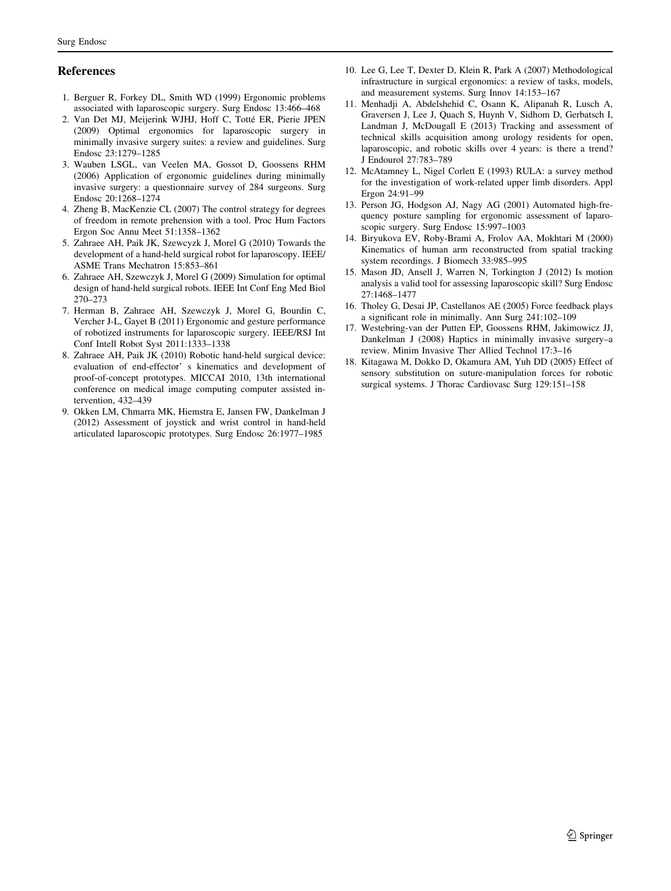## References

1. Berguer R, Forkey DL, Smith WD (1999) Ergonomic problems associated with laparoscopic surgery. Surg Endosc 13:466–468
2. Van Det MJ, Meijerink WJHJ, Hoff C, Totté ER, Pierie JPEN (2009) Optimal ergonomics for laparoscopic surgery in minimally invasive surgery suites: a review and guidelines. Surg Endosc 23:1279–1285
3. Wauben LSGL, van Veelen MA, Gossot D, Goossens RHM (2006) Application of ergonomic guidelines during minimally invasive surgery: a questionnaire survey of 284 surgeons. Surg Endosc 20:1268–1274
4. Zheng B, MacKenzie CL (2007) The control strategy for degrees of freedom in remote prehension with a tool. Proc Hum Factors Ergon Soc Annu Meet 51:1358–1362
5. Zahraee AH, Paik JK, Szewcyzk J, Morel G (2010) Towards the development of a hand-held surgical robot for laparoscopy. IEEE/ASME Trans Mechatron 15:853–861
6. Zahraee AH, Szewczyk J, Morel G (2009) Simulation for optimal design of hand-held surgical robots. IEEE Int Conf Eng Med Biol 270–273
7. Herman B, Zahraee AH, Szewczyk J, Morel G, Bourdin C, Vercher J-L, Gayet B (2011) Ergonomic and gesture performance of robotized instruments for laparoscopic surgery. IEEE/RSJ Int Conf Intell Robot Syst 2011:1333–1338
8. Zahraee AH, Paik JK (2010) Robotic hand-held surgical device: evaluation of end-effector' s kinematics and development of proof-of-concept prototypes. MICCAI 2010, 13th international conference on medical image computing computer assisted intervention, 432–439
9. Okken LM, Chmarra MK, Hiemstra E, Jansen FW, Dankelman J (2012) Assessment of joystick and wrist control in hand-held articulated laparoscopic prototypes. Surg Endosc 26:1977–1985
10. Lee G, Lee T, Dexter D, Klein R, Park A (2007) Methodological infrastructure in surgical ergonomics: a review of tasks, models, and measurement systems. Surg Innov 14:153–167
11. Menhadji A, Abdelshehid C, Osann K, Alipanah R, Lusch A, Graversen J, Lee J, Quach S, Huynh V, Sidhom D, Gerbatsch I, Landman J, McDougall E (2013) Tracking and assessment of technical skills acquisition among urology residents for open, laparoscopic, and robotic skills over 4 years: is there a trend? J Endourol 27:783–789
12. McAtamney L, Nigel Corlett E (1993) RULA: a survey method for the investigation of work-related upper limb disorders. Appl Ergon 24:91–99
13. Person JG, Hodgson AJ, Nagy AG (2001) Automated high-frequency posture sampling for ergonomic assessment of laparoscopic surgery. Surg Endosc 15:997–1003
14. Biryukova EV, Roby-Brami A, Frolov AA, Mokhtari M (2000) Kinematics of human arm reconstructed from spatial tracking system recordings. J Biomech 33:985–995
15. Mason JD, Ansell J, Warren N, Torkington J (2012) Is motion analysis a valid tool for assessing laparoscopic skill? Surg Endosc 27:1468–1477
16. Tholey G, Desai JP, Castellanos AE (2005) Force feedback plays a significant role in minimally. Ann Surg 241:102–109
17. Westebring-van der Putten EP, Goossens RHM, Jakimowicz JJ, Dankelman J (2008) Haptics in minimally invasive surgery–a review. Minim Invasive Ther Allied Technol 17:3–16
18. Kitagawa M, Dokko D, Okamura AM, Yuh DD (2005) Effect of sensory substitution on suture-manipulation forces for robotic surgical systems. J Thorac Cardiovasc Surg 129:151–158